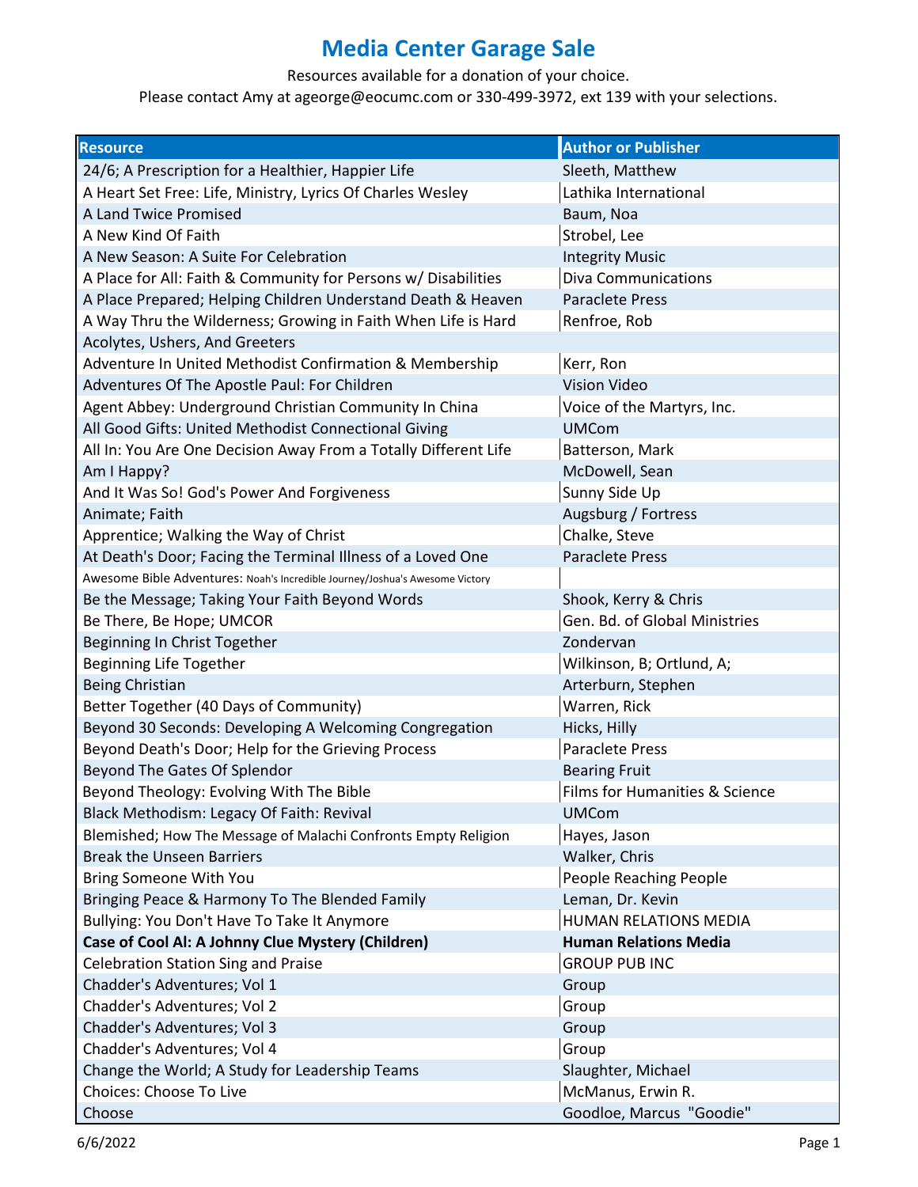# Media Center Garage Sale

Resources available for a donation of your choice.

Please contact Amy at ageorge@eocumc.com or 330-499-3972, ext 139 with your selections.

| Resource | Author or Publisher |
| --- | --- |
| 24/6; A Prescription for a Healthier, Happier Life | Sleeth, Matthew |
| A Heart Set Free: Life, Ministry, Lyrics Of Charles Wesley | Lathika International |
| A Land Twice Promised | Baum, Noa |
| A New Kind Of Faith | Strobel, Lee |
| A New Season: A Suite For Celebration | Integrity Music |
| A Place for All: Faith & Community for Persons w/ Disabilities | Diva Communications |
| A Place Prepared; Helping Children Understand Death & Heaven | Paraclete Press |
| A Way Thru the Wilderness; Growing in Faith When Life is Hard | Renfroe, Rob |
| Acolytes, Ushers, And Greeters | |
| Adventure In United Methodist Confirmation & Membership | Kerr, Ron |
| Adventures Of The Apostle Paul: For Children | Vision Video |
| Agent Abbey: Underground Christian Community In China | Voice of the Martyrs, Inc. |
| All Good Gifts: United Methodist Connectional Giving | UMCom |
| All In: You Are One Decision Away From a Totally Different Life | Batterson, Mark |
| Am I Happy? | McDowell, Sean |
| And It Was So! God's Power And Forgiveness | Sunny Side Up |
| Animate; Faith | Augsburg / Fortress |
| Apprentice; Walking the Way of Christ | Chalke, Steve |
| At Death's Door; Facing the Terminal Illness of a Loved One | Paraclete Press |
| Awesome Bible Adventures: Noah's Incredible Journey/Joshua's Awesome Victory | |
| Be the Message; Taking Your Faith Beyond Words | Shook, Kerry & Chris |
| Be There, Be Hope; UMCOR | Gen. Bd. of Global Ministries |
| Beginning In Christ Together | Zondervan |
| Beginning Life Together | Wilkinson, B; Ortlund, A; |
| Being Christian | Arterburn, Stephen |
| Better Together (40 Days of Community) | Warren, Rick |
| Beyond 30 Seconds: Developing A Welcoming Congregation | Hicks, Hilly |
| Beyond Death's Door; Help for the Grieving Process | Paraclete Press |
| Beyond The Gates Of Splendor | Bearing Fruit |
| Beyond Theology: Evolving With The Bible | Films for Humanities & Science |
| Black Methodism: Legacy Of Faith: Revival | UMCom |
| Blemished; How The Message of Malachi Confronts Empty Religion | Hayes, Jason |
| Break the Unseen Barriers | Walker, Chris |
| Bring Someone With You | People Reaching People |
| Bringing Peace & Harmony To The Blended Family | Leman, Dr. Kevin |
| Bullying: You Don't Have To Take It Anymore | HUMAN RELATIONS MEDIA |
| **Case of Cool Al: A Johnny Clue Mystery (Children)** | **Human Relations Media** |
| Celebration Station Sing and Praise | GROUP PUB INC |
| Chadder's Adventures; Vol 1 | Group |
| Chadder's Adventures; Vol 2 | Group |
| Chadder's Adventures; Vol 3 | Group |
| Chadder's Adventures; Vol 4 | Group |
| Change the World; A Study for Leadership Teams | Slaughter, Michael |
| Choices: Choose To Live | McManus, Erwin R. |
| Choose | Goodloe, Marcus "Goodie" |

6/6/2022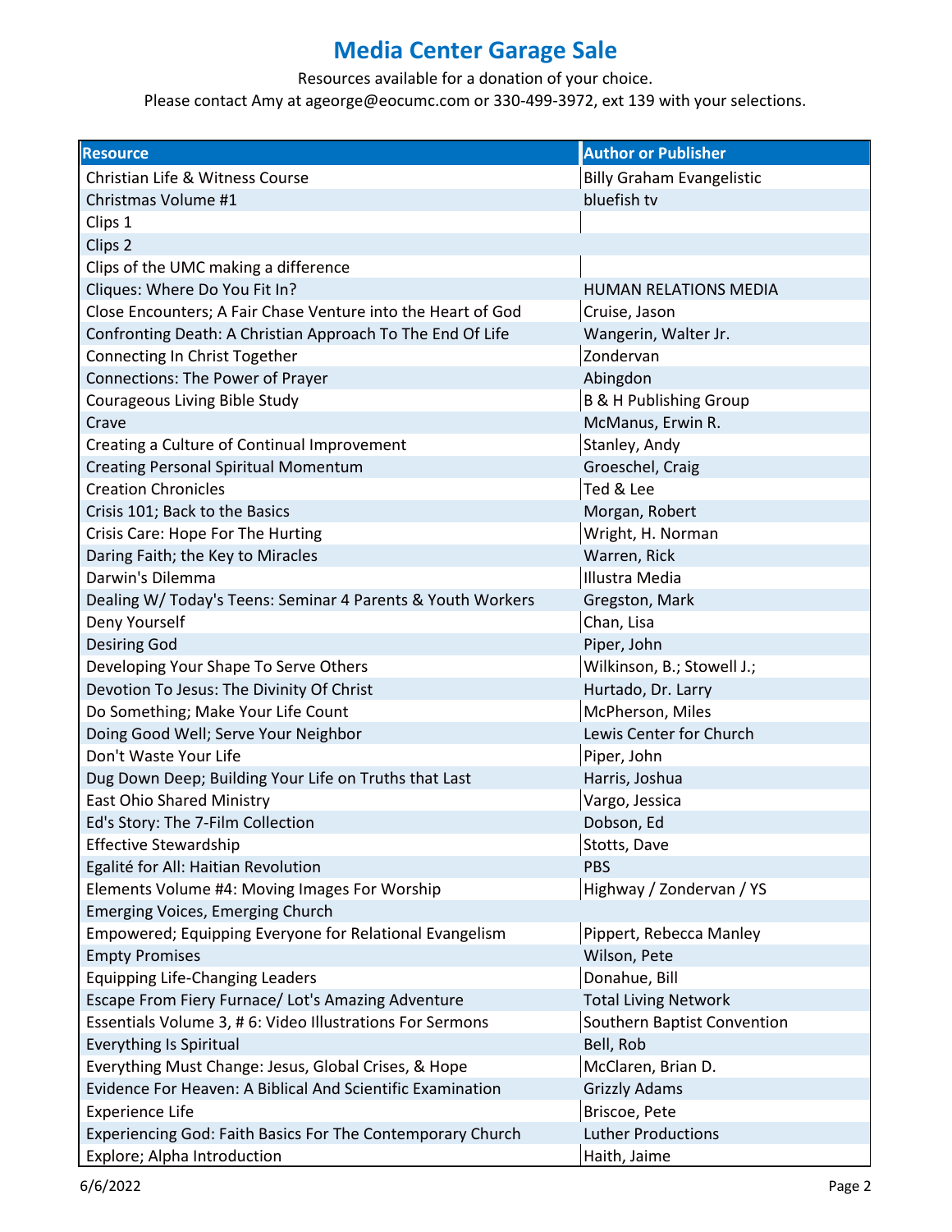# Media Center Garage Sale

Resources available for a donation of your choice.
Please contact Amy at ageorge@eocumc.com or 330-499-3972, ext 139 with your selections.

| Resource | Author or Publisher |
|---|---|
| Christian Life & Witness Course | Billy Graham Evangelistic |
| Christmas Volume #1 | bluefish tv |
| Clips 1 | |
| Clips 2 | |
| Clips of the UMC making a difference | |
| Cliques: Where Do You Fit In? | HUMAN RELATIONS MEDIA |
| Close Encounters; A Fair Chase Venture into the Heart of God | Cruise, Jason |
| Confronting Death: A Christian Approach To The End Of Life | Wangerin, Walter Jr. |
| Connecting In Christ Together | Zondervan |
| Connections: The Power of Prayer | Abingdon |
| Courageous Living Bible Study | B & H Publishing Group |
| Crave | McManus, Erwin R. |
| Creating a Culture of Continual Improvement | Stanley, Andy |
| Creating Personal Spiritual Momentum | Groeschel, Craig |
| Creation Chronicles | Ted & Lee |
| Crisis 101; Back to the Basics | Morgan, Robert |
| Crisis Care: Hope For The Hurting | Wright, H. Norman |
| Daring Faith; the Key to Miracles | Warren, Rick |
| Darwin's Dilemma | Illustra Media |
| Dealing W/ Today's Teens: Seminar 4 Parents & Youth Workers | Gregston, Mark |
| Deny Yourself | Chan, Lisa |
| Desiring God | Piper, John |
| Developing Your Shape To Serve Others | Wilkinson, B.; Stowell J.; |
| Devotion To Jesus: The Divinity Of Christ | Hurtado, Dr. Larry |
| Do Something; Make Your Life Count | McPherson, Miles |
| Doing Good Well; Serve Your Neighbor | Lewis Center for Church |
| Don't Waste Your Life | Piper, John |
| Dug Down Deep; Building Your Life on Truths that Last | Harris, Joshua |
| East Ohio Shared Ministry | Vargo, Jessica |
| Ed's Story: The 7-Film Collection | Dobson, Ed |
| Effective Stewardship | Stotts, Dave |
| Egalité for All: Haitian Revolution | PBS |
| Elements Volume #4: Moving Images For Worship | Highway / Zondervan / YS |
| Emerging Voices, Emerging Church | |
| Empowered; Equipping Everyone for Relational Evangelism | Pippert, Rebecca Manley |
| Empty Promises | Wilson, Pete |
| Equipping Life-Changing Leaders | Donahue, Bill |
| Escape From Fiery Furnace/ Lot's Amazing Adventure | Total Living Network |
| Essentials Volume 3, # 6: Video Illustrations For Sermons | Southern Baptist Convention |
| Everything Is Spiritual | Bell, Rob |
| Everything Must Change: Jesus, Global Crises, & Hope | McClaren, Brian D. |
| Evidence For Heaven: A Biblical And Scientific Examination | Grizzly Adams |
| Experience Life | Briscoe, Pete |
| Experiencing God: Faith Basics For The Contemporary Church | Luther Productions |
| Explore; Alpha Introduction | Haith, Jaime |

6/6/2022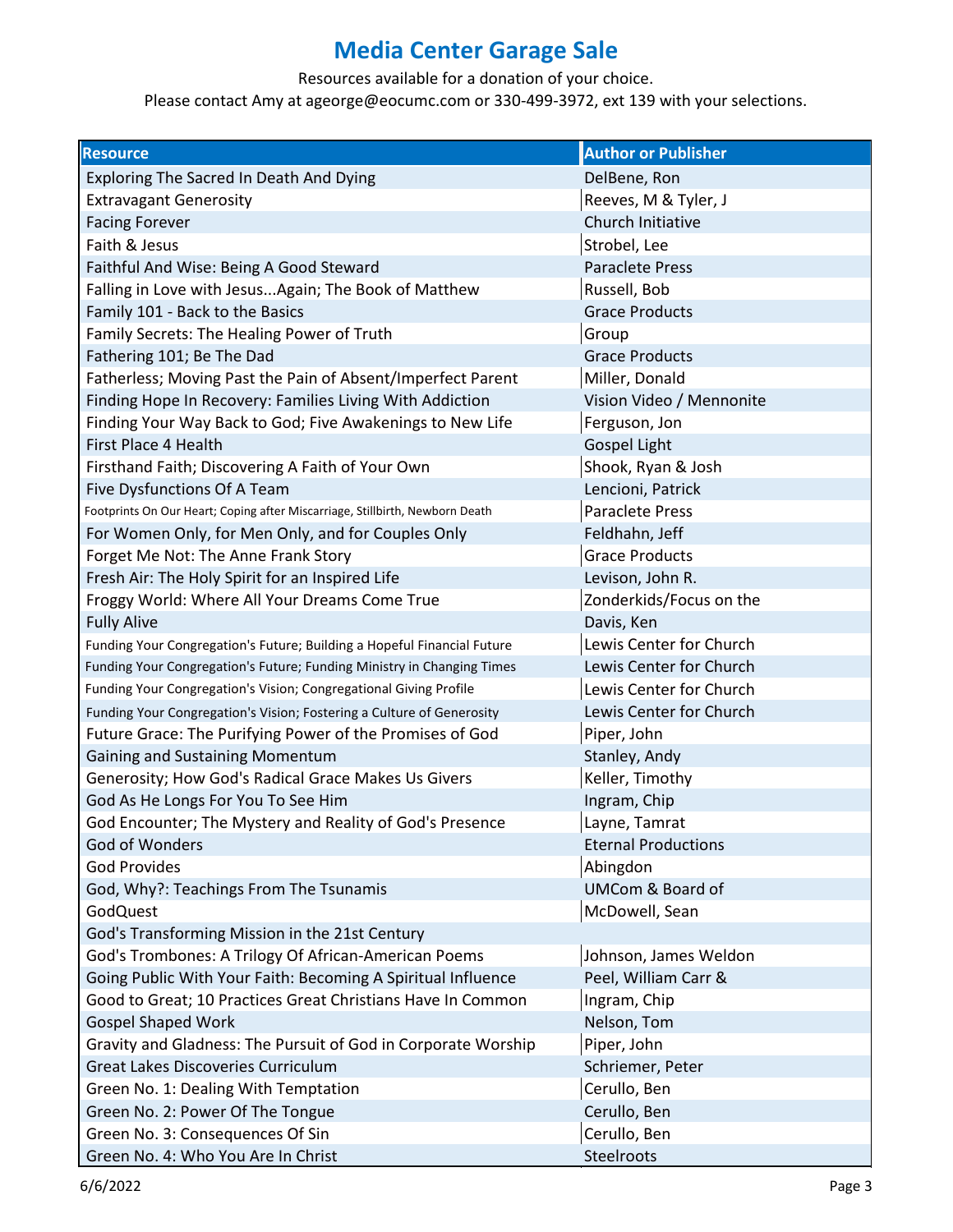# Media Center Garage Sale

Resources available for a donation of your choice.

Please contact Amy at ageorge@eocumc.com or 330-499-3972, ext 139 with your selections.

| Resource | Author or Publisher |
|---|---|
| Exploring The Sacred In Death And Dying | DelBene, Ron |
| Extravagant Generosity | Reeves, M & Tyler, J |
| Facing Forever | Church Initiative |
| Faith & Jesus | Strobel, Lee |
| Faithful And Wise: Being A Good Steward | Paraclete Press |
| Falling in Love with Jesus...Again; The Book of Matthew | Russell, Bob |
| Family 101 - Back to the Basics | Grace Products |
| Family Secrets: The Healing Power of Truth | Group |
| Fathering 101; Be The Dad | Grace Products |
| Fatherless; Moving Past the Pain of Absent/Imperfect Parent | Miller, Donald |
| Finding Hope In Recovery: Families Living With Addiction | Vision Video / Mennonite |
| Finding Your Way Back to God; Five Awakenings to New Life | Ferguson, Jon |
| First Place 4 Health | Gospel Light |
| Firsthand Faith; Discovering A Faith of Your Own | Shook, Ryan & Josh |
| Five Dysfunctions Of A Team | Lencioni, Patrick |
| Footprints On Our Heart; Coping after Miscarriage, Stillbirth, Newborn Death | Paraclete Press |
| For Women Only, for Men Only, and for Couples Only | Feldhahn, Jeff |
| Forget Me Not: The Anne Frank Story | Grace Products |
| Fresh Air: The Holy Spirit for an Inspired Life | Levison, John R. |
| Froggy World: Where All Your Dreams Come True | Zonderkids/Focus on the |
| Fully Alive | Davis, Ken |
| Funding Your Congregation's Future; Building a Hopeful Financial Future | Lewis Center for Church |
| Funding Your Congregation's Future; Funding Ministry in Changing Times | Lewis Center for Church |
| Funding Your Congregation's Vision; Congregational Giving Profile | Lewis Center for Church |
| Funding Your Congregation's Vision; Fostering a Culture of Generosity | Lewis Center for Church |
| Future Grace: The Purifying Power of the Promises of God | Piper, John |
| Gaining and Sustaining Momentum | Stanley, Andy |
| Generosity; How God's Radical Grace Makes Us Givers | Keller, Timothy |
| God As He Longs For You To See Him | Ingram, Chip |
| God Encounter; The Mystery and Reality of God's Presence | Layne, Tamrat |
| God of Wonders | Eternal Productions |
| God Provides | Abingdon |
| God, Why?: Teachings From The Tsunamis | UMCom & Board of |
| GodQuest | McDowell, Sean |
| God's Transforming Mission in the 21st Century | |
| God's Trombones: A Trilogy Of African-American Poems | Johnson, James Weldon |
| Going Public With Your Faith: Becoming A Spiritual Influence | Peel, William Carr & |
| Good to Great; 10 Practices Great Christians Have In Common | Ingram, Chip |
| Gospel Shaped Work | Nelson, Tom |
| Gravity and Gladness: The Pursuit of God in Corporate Worship | Piper, John |
| Great Lakes Discoveries Curriculum | Schriemer, Peter |
| Green No. 1: Dealing With Temptation | Cerullo, Ben |
| Green No. 2: Power Of The Tongue | Cerullo, Ben |
| Green No. 3: Consequences Of Sin | Cerullo, Ben |
| Green No. 4: Who You Are In Christ | Steelroots |

6/6/2022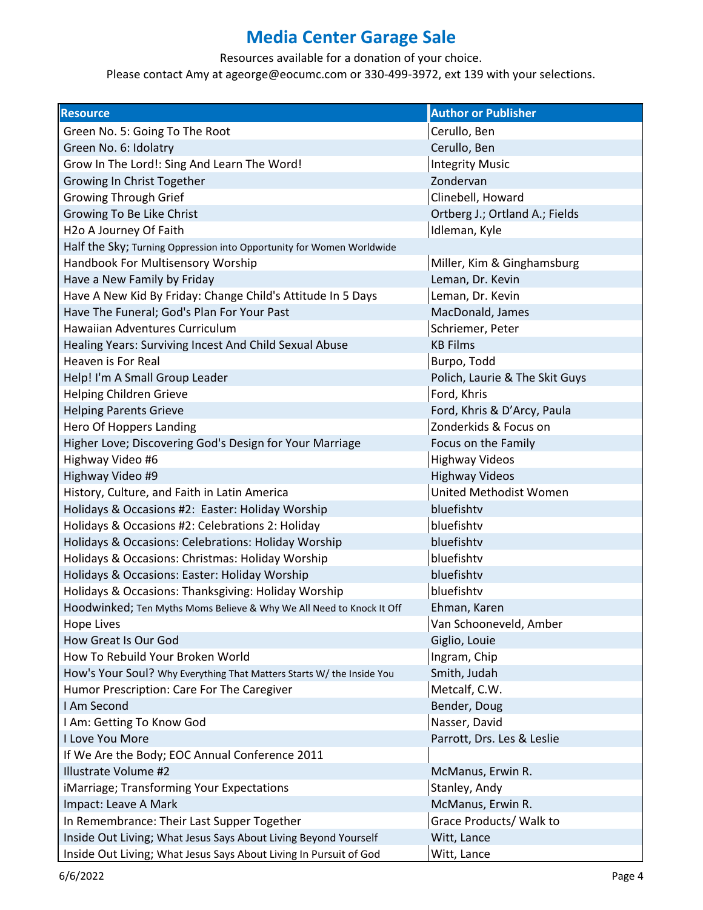# Media Center Garage Sale

Resources available for a donation of your choice.
Please contact Amy at ageorge@eocumc.com or 330-499-3972, ext 139 with your selections.

| Resource | Author or Publisher |
|---|---|
| Green No. 5: Going To The Root | Cerullo, Ben |
| Green No. 6: Idolatry | Cerullo, Ben |
| Grow In The Lord!: Sing And Learn The Word! | Integrity Music |
| Growing In Christ Together | Zondervan |
| Growing Through Grief | Clinebell, Howard |
| Growing To Be Like Christ | Ortberg J.; Ortland A.; Fields |
| H2o A Journey Of Faith | Idleman, Kyle |
| Half the Sky; Turning Oppression into Opportunity for Women Worldwide | |
| Handbook For Multisensory Worship | Miller, Kim & Ginghamsburg |
| Have a New Family by Friday | Leman, Dr. Kevin |
| Have A New Kid By Friday: Change Child's Attitude In 5 Days | Leman, Dr. Kevin |
| Have The Funeral; God's Plan For Your Past | MacDonald, James |
| Hawaiian Adventures Curriculum | Schriemer, Peter |
| Healing Years: Surviving Incest And Child Sexual Abuse | KB Films |
| Heaven is For Real | Burpo, Todd |
| Help! I'm A Small Group Leader | Polich, Laurie & The Skit Guys |
| Helping Children Grieve | Ford, Khris |
| Helping Parents Grieve | Ford, Khris & D'Arcy, Paula |
| Hero Of Hoppers Landing | Zonderkids & Focus on |
| Higher Love; Discovering God's Design for Your Marriage | Focus on the Family |
| Highway Video #6 | Highway Videos |
| Highway Video #9 | Highway Videos |
| History, Culture, and Faith in Latin America | United Methodist Women |
| Holidays & Occasions #2: Easter: Holiday Worship | bluefishtv |
| Holidays & Occasions #2: Celebrations 2: Holiday | bluefishtv |
| Holidays & Occasions: Celebrations: Holiday Worship | bluefishtv |
| Holidays & Occasions: Christmas: Holiday Worship | bluefishtv |
| Holidays & Occasions: Easter: Holiday Worship | bluefishtv |
| Holidays & Occasions: Thanksgiving: Holiday Worship | bluefishtv |
| Hoodwinked; Ten Myths Moms Believe & Why We All Need to Knock It Off | Ehman, Karen |
| Hope Lives | Van Schooneveld, Amber |
| How Great Is Our God | Giglio, Louie |
| How To Rebuild Your Broken World | Ingram, Chip |
| How's Your Soul? Why Everything That Matters Starts W/ the Inside You | Smith, Judah |
| Humor Prescription: Care For The Caregiver | Metcalf, C.W. |
| I Am Second | Bender, Doug |
| I Am: Getting To Know God | Nasser, David |
| I Love You More | Parrott, Drs. Les & Leslie |
| If We Are the Body; EOC Annual Conference 2011 | |
| Illustrate Volume #2 | McManus, Erwin R. |
| iMarriage; Transforming Your Expectations | Stanley, Andy |
| Impact: Leave A Mark | McManus, Erwin R. |
| In Remembrance: Their Last Supper Together | Grace Products/ Walk to |
| Inside Out Living; What Jesus Says About Living Beyond Yourself | Witt, Lance |
| Inside Out Living; What Jesus Says About Living In Pursuit of God | Witt, Lance |

6/6/2022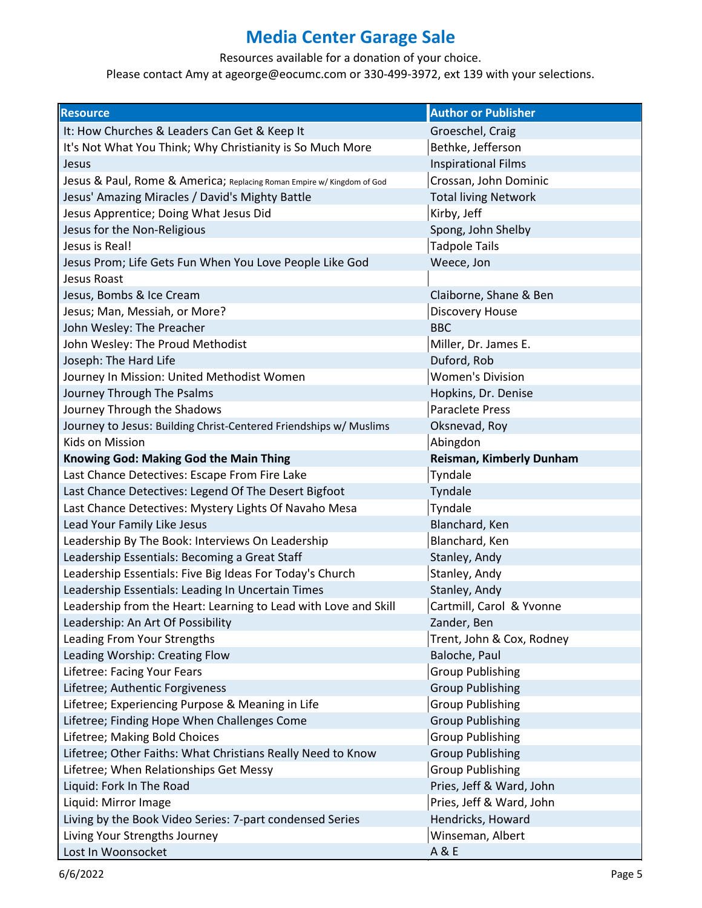# Media Center Garage Sale

Resources available for a donation of your choice.

Please contact Amy at ageorge@eocumc.com or 330-499-3972, ext 139 with your selections.

| Resource | Author or Publisher |
|---|---|
| It: How Churches & Leaders Can Get & Keep It | Groeschel, Craig |
| It's Not What You Think; Why Christianity is So Much More | Bethke, Jefferson |
| Jesus | Inspirational Films |
| Jesus & Paul, Rome & America; Replacing Roman Empire w/ Kingdom of God | Crossan, John Dominic |
| Jesus' Amazing Miracles / David's Mighty Battle | Total living Network |
| Jesus Apprentice; Doing What Jesus Did | Kirby, Jeff |
| Jesus for the Non-Religious | Spong, John Shelby |
| Jesus is Real! | Tadpole Tails |
| Jesus Prom; Life Gets Fun When You Love People Like God | Weece, Jon |
| Jesus Roast | |
| Jesus, Bombs & Ice Cream | Claiborne, Shane & Ben |
| Jesus; Man, Messiah, or More? | Discovery House |
| John Wesley: The Preacher | BBC |
| John Wesley: The Proud Methodist | Miller, Dr. James E. |
| Joseph: The Hard Life | Duford, Rob |
| Journey In Mission: United Methodist Women | Women's Division |
| Journey Through The Psalms | Hopkins, Dr. Denise |
| Journey Through the Shadows | Paraclete Press |
| Journey to Jesus: Building Christ-Centered Friendships w/ Muslims | Oksnevad, Roy |
| Kids on Mission | Abingdon |
| **Knowing God: Making God the Main Thing** | **Reisman, Kimberly Dunham** |
| Last Chance Detectives: Escape From Fire Lake | Tyndale |
| Last Chance Detectives: Legend Of The Desert Bigfoot | Tyndale |
| Last Chance Detectives: Mystery Lights Of Navaho Mesa | Tyndale |
| Lead Your Family Like Jesus | Blanchard, Ken |
| Leadership By The Book: Interviews On Leadership | Blanchard, Ken |
| Leadership Essentials: Becoming a Great Staff | Stanley, Andy |
| Leadership Essentials: Five Big Ideas For Today's Church | Stanley, Andy |
| Leadership Essentials: Leading In Uncertain Times | Stanley, Andy |
| Leadership from the Heart: Learning to Lead with Love and Skill | Cartmill, Carol & Yvonne |
| Leadership: An Art Of Possibility | Zander, Ben |
| Leading From Your Strengths | Trent, John & Cox, Rodney |
| Leading Worship: Creating Flow | Baloche, Paul |
| Lifetree: Facing Your Fears | Group Publishing |
| Lifetree; Authentic Forgiveness | Group Publishing |
| Lifetree; Experiencing Purpose & Meaning in Life | Group Publishing |
| Lifetree; Finding Hope When Challenges Come | Group Publishing |
| Lifetree; Making Bold Choices | Group Publishing |
| Lifetree; Other Faiths: What Christians Really Need to Know | Group Publishing |
| Lifetree; When Relationships Get Messy | Group Publishing |
| Liquid: Fork In The Road | Pries, Jeff & Ward, John |
| Liquid: Mirror Image | Pries, Jeff & Ward, John |
| Living by the Book Video Series: 7-part condensed Series | Hendricks, Howard |
| Living Your Strengths Journey | Winseman, Albert |
| Lost In Woonsocket | A & E |

6/6/2022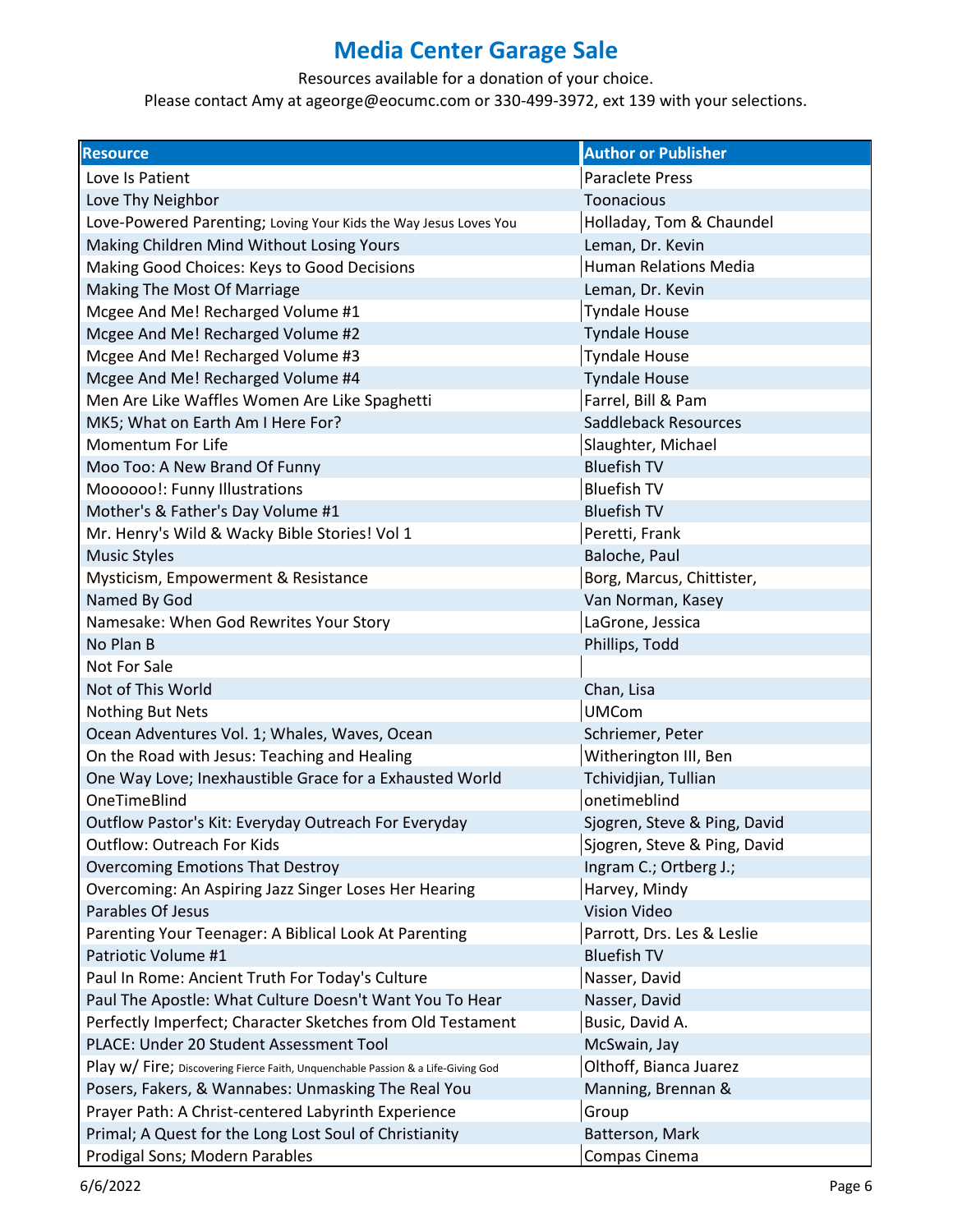# Media Center Garage Sale

Resources available for a donation of your choice.
Please contact Amy at ageorge@eocumc.com or 330-499-3972, ext 139 with your selections.

| Resource | Author or Publisher |
|---|---|
| Love Is Patient | Paraclete Press |
| Love Thy Neighbor | Toonacious |
| Love-Powered Parenting; Loving Your Kids the Way Jesus Loves You | Holladay, Tom & Chaundel |
| Making Children Mind Without Losing Yours | Leman, Dr. Kevin |
| Making Good Choices: Keys to Good Decisions | Human Relations Media |
| Making The Most Of Marriage | Leman, Dr. Kevin |
| Mcgee And Me! Recharged Volume #1 | Tyndale House |
| Mcgee And Me! Recharged Volume #2 | Tyndale House |
| Mcgee And Me! Recharged Volume #3 | Tyndale House |
| Mcgee And Me! Recharged Volume #4 | Tyndale House |
| Men Are Like Waffles Women Are Like Spaghetti | Farrel, Bill & Pam |
| MK5; What on Earth Am I Here For? | Saddleback Resources |
| Momentum For Life | Slaughter, Michael |
| Moo Too: A New Brand Of Funny | Bluefish TV |
| Moooooo!: Funny Illustrations | Bluefish TV |
| Mother's & Father's Day Volume #1 | Bluefish TV |
| Mr. Henry's Wild & Wacky Bible Stories! Vol 1 | Peretti, Frank |
| Music Styles | Baloche, Paul |
| Mysticism, Empowerment & Resistance | Borg, Marcus, Chittister, |
| Named By God | Van Norman, Kasey |
| Namesake: When God Rewrites Your Story | LaGrone, Jessica |
| No Plan B | Phillips, Todd |
| Not For Sale | |
| Not of This World | Chan, Lisa |
| Nothing But Nets | UMCom |
| Ocean Adventures Vol. 1; Whales, Waves, Ocean | Schriemer, Peter |
| On the Road with Jesus: Teaching and Healing | Witherington III, Ben |
| One Way Love; Inexhaustible Grace for a Exhausted World | Tchividjian, Tullian |
| OneTimeBlind | onetimeblind |
| Outflow Pastor's Kit: Everyday Outreach For Everyday | Sjogren, Steve & Ping, David |
| Outflow: Outreach For Kids | Sjogren, Steve & Ping, David |
| Overcoming Emotions That Destroy | Ingram C.; Ortberg J.; |
| Overcoming: An Aspiring Jazz Singer Loses Her Hearing | Harvey, Mindy |
| Parables Of Jesus | Vision Video |
| Parenting Your Teenager: A Biblical Look At Parenting | Parrott, Drs. Les & Leslie |
| Patriotic Volume #1 | Bluefish TV |
| Paul In Rome: Ancient Truth For Today's Culture | Nasser, David |
| Paul The Apostle: What Culture Doesn't Want You To Hear | Nasser, David |
| Perfectly Imperfect; Character Sketches from Old Testament | Busic, David A. |
| PLACE: Under 20 Student Assessment Tool | McSwain, Jay |
| Play w/ Fire; Discovering Fierce Faith, Unquenchable Passion & a Life-Giving God | Olthoff, Bianca Juarez |
| Posers, Fakers, & Wannabes: Unmasking The Real You | Manning, Brennan & |
| Prayer Path: A Christ-centered Labyrinth Experience | Group |
| Primal; A Quest for the Long Lost Soul of Christianity | Batterson, Mark |
| Prodigal Sons; Modern Parables | Compas Cinema |

6/6/2022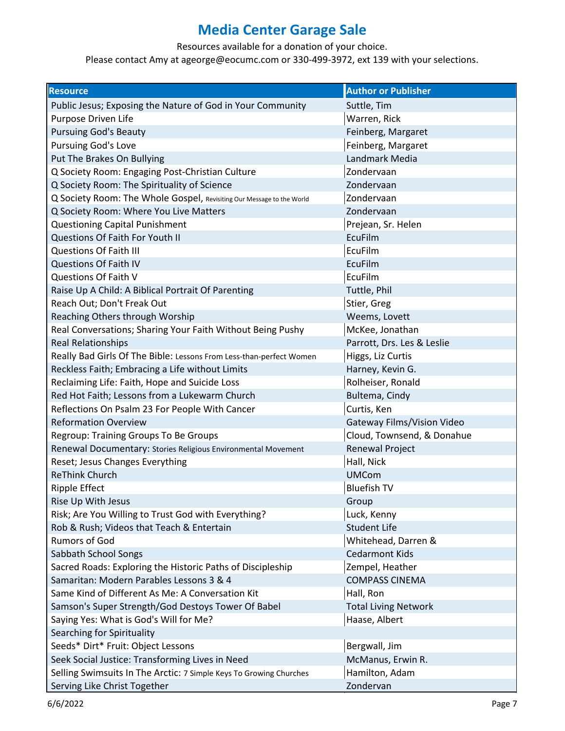# Media Center Garage Sale

Resources available for a donation of your choice.

Please contact Amy at ageorge@eocumc.com or 330-499-3972, ext 139 with your selections.

| Resource | Author or Publisher |
|---|---|
| Public Jesus; Exposing the Nature of God in Your Community | Suttle, Tim |
| Purpose Driven Life | Warren, Rick |
| Pursuing God's Beauty | Feinberg, Margaret |
| Pursuing God's Love | Feinberg, Margaret |
| Put The Brakes On Bullying | Landmark Media |
| Q Society Room: Engaging Post-Christian Culture | Zondervaan |
| Q Society Room: The Spirituality of Science | Zondervaan |
| Q Society Room: The Whole Gospel, Revisiting Our Message to the World | Zondervaan |
| Q Society Room: Where You Live Matters | Zondervaan |
| Questioning Capital Punishment | Prejean, Sr. Helen |
| Questions Of Faith For Youth II | EcuFilm |
| Questions Of Faith III | EcuFilm |
| Questions Of Faith IV | EcuFilm |
| Questions Of Faith V | EcuFilm |
| Raise Up A Child: A Biblical Portrait Of Parenting | Tuttle, Phil |
| Reach Out; Don't Freak Out | Stier, Greg |
| Reaching Others through Worship | Weems, Lovett |
| Real Conversations; Sharing Your Faith Without Being Pushy | McKee, Jonathan |
| Real Relationships | Parrott, Drs. Les & Leslie |
| Really Bad Girls Of The Bible: Lessons From Less-than-perfect Women | Higgs, Liz Curtis |
| Reckless Faith; Embracing a Life without Limits | Harney, Kevin G. |
| Reclaiming Life: Faith, Hope and Suicide Loss | Rolheiser, Ronald |
| Red Hot Faith; Lessons from a Lukewarm Church | Bultema, Cindy |
| Reflections On Psalm 23 For People With Cancer | Curtis, Ken |
| Reformation Overview | Gateway Films/Vision Video |
| Regroup: Training Groups To Be Groups | Cloud, Townsend, & Donahue |
| Renewal Documentary: Stories Religious Environmental Movement | Renewal Project |
| Reset; Jesus Changes Everything | Hall, Nick |
| ReThink Church | UMCom |
| Ripple Effect | Bluefish TV |
| Rise Up With Jesus | Group |
| Risk; Are You Willing to Trust God with Everything? | Luck, Kenny |
| Rob & Rush; Videos that Teach & Entertain | Student Life |
| Rumors of God | Whitehead, Darren & |
| Sabbath School Songs | Cedarmont Kids |
| Sacred Roads: Exploring the Historic Paths of Discipleship | Zempel, Heather |
| Samaritan: Modern Parables Lessons 3 & 4 | COMPASS CINEMA |
| Same Kind of Different As Me: A Conversation Kit | Hall, Ron |
| Samson's Super Strength/God Destoys Tower Of Babel | Total Living Network |
| Saying Yes: What is God's Will for Me? | Haase, Albert |
| Searching for Spirituality | |
| Seeds* Dirt* Fruit: Object Lessons | Bergwall, Jim |
| Seek Social Justice: Transforming Lives in Need | McManus, Erwin R. |
| Selling Swimsuits In The Arctic: 7 Simple Keys To Growing Churches | Hamilton, Adam |
| Serving Like Christ Together | Zondervan |

6/6/2022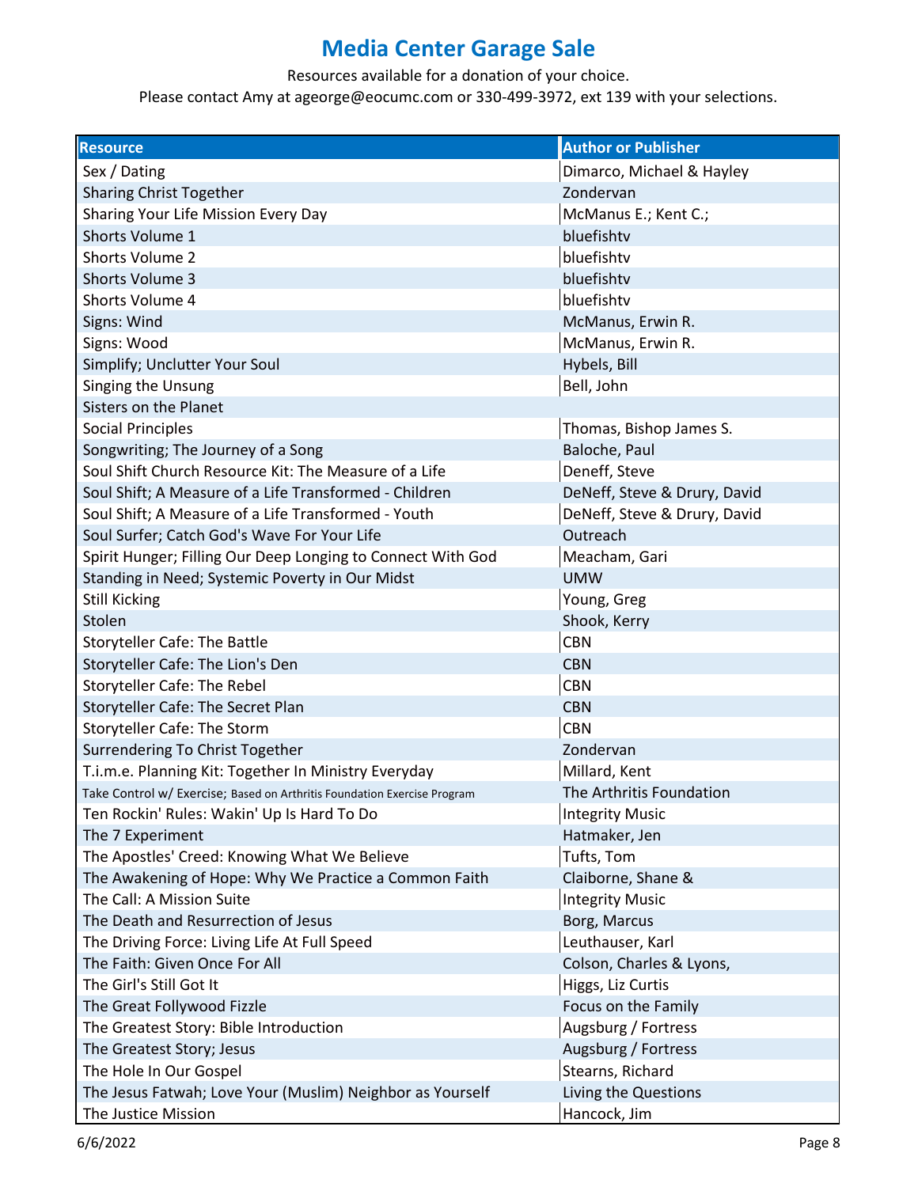# Media Center Garage Sale

Resources available for a donation of your choice.

Please contact Amy at ageorge@eocumc.com or 330-499-3972, ext 139 with your selections.

| Resource | Author or Publisher |
|---|---|
| Sex / Dating | Dimarco, Michael & Hayley |
| Sharing Christ Together | Zondervan |
| Sharing Your Life Mission Every Day | McManus E.; Kent C.; |
| Shorts Volume 1 | bluefishtv |
| Shorts Volume 2 | bluefishtv |
| Shorts Volume 3 | bluefishtv |
| Shorts Volume 4 | bluefishtv |
| Signs: Wind | McManus, Erwin R. |
| Signs: Wood | McManus, Erwin R. |
| Simplify; Unclutter Your Soul | Hybels, Bill |
| Singing the Unsung | Bell, John |
| Sisters on the Planet | |
| Social Principles | Thomas, Bishop James S. |
| Songwriting; The Journey of a Song | Baloche, Paul |
| Soul Shift Church Resource Kit: The Measure of a Life | Deneff, Steve |
| Soul Shift; A Measure of a Life Transformed - Children | DeNeff, Steve & Drury, David |
| Soul Shift; A Measure of a Life Transformed - Youth | DeNeff, Steve & Drury, David |
| Soul Surfer; Catch God's Wave For Your Life | Outreach |
| Spirit Hunger; Filling Our Deep Longing to Connect With God | Meacham, Gari |
| Standing in Need; Systemic Poverty in Our Midst | UMW |
| Still Kicking | Young, Greg |
| Stolen | Shook, Kerry |
| Storyteller Cafe: The Battle | CBN |
| Storyteller Cafe: The Lion's Den | CBN |
| Storyteller Cafe: The Rebel | CBN |
| Storyteller Cafe: The Secret Plan | CBN |
| Storyteller Cafe: The Storm | CBN |
| Surrendering To Christ Together | Zondervan |
| T.i.m.e. Planning Kit: Together In Ministry Everyday | Millard, Kent |
| Take Control w/ Exercise; Based on Arthritis Foundation Exercise Program | The Arthritis Foundation |
| Ten Rockin' Rules: Wakin' Up Is Hard To Do | Integrity Music |
| The 7 Experiment | Hatmaker, Jen |
| The Apostles' Creed: Knowing What We Believe | Tufts, Tom |
| The Awakening of Hope: Why We Practice a Common Faith | Claiborne, Shane & |
| The Call: A Mission Suite | Integrity Music |
| The Death and Resurrection of Jesus | Borg, Marcus |
| The Driving Force: Living Life At Full Speed | Leuthauser, Karl |
| The Faith: Given Once For All | Colson, Charles & Lyons, |
| The Girl's Still Got It | Higgs, Liz Curtis |
| The Great Follywood Fizzle | Focus on the Family |
| The Greatest Story: Bible Introduction | Augsburg / Fortress |
| The Greatest Story; Jesus | Augsburg / Fortress |
| The Hole In Our Gospel | Stearns, Richard |
| The Jesus Fatwah; Love Your (Muslim) Neighbor as Yourself | Living the Questions |
| The Justice Mission | Hancock, Jim |

6/6/2022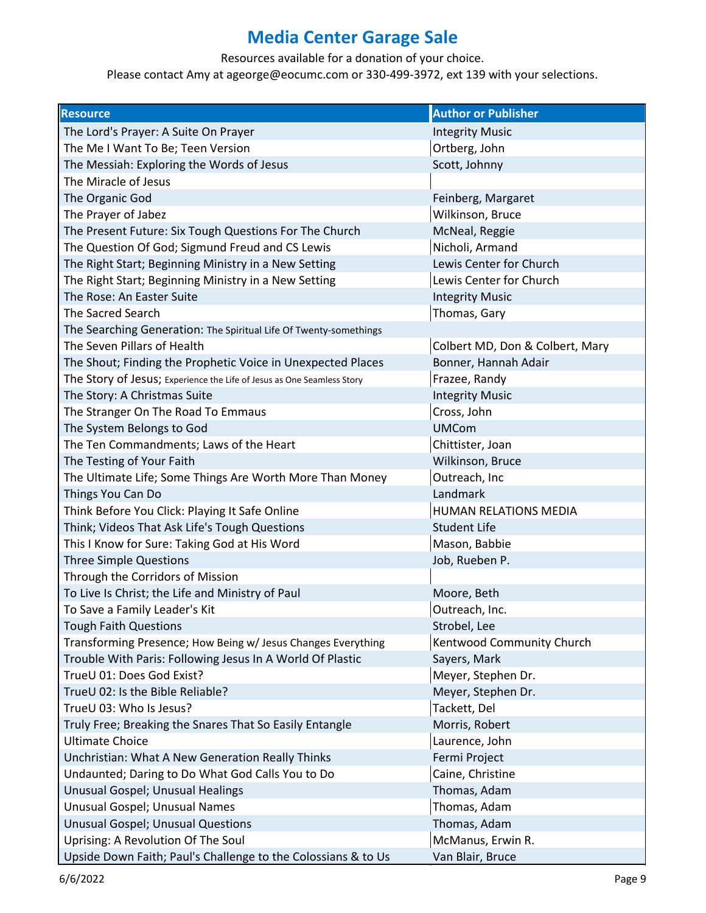# Media Center Garage Sale

Resources available for a donation of your choice.

Please contact Amy at ageorge@eocumc.com or 330-499-3972, ext 139 with your selections.

| Resource | Author or Publisher |
|---|---|
| The Lord's Prayer: A Suite On Prayer | Integrity Music |
| The Me I Want To Be; Teen Version | Ortberg, John |
| The Messiah: Exploring the Words of Jesus | Scott, Johnny |
| The Miracle of Jesus | |
| The Organic God | Feinberg, Margaret |
| The Prayer of Jabez | Wilkinson, Bruce |
| The Present Future: Six Tough Questions For The Church | McNeal, Reggie |
| The Question Of God; Sigmund Freud and CS Lewis | Nicholi, Armand |
| The Right Start; Beginning Ministry in a New Setting | Lewis Center for Church |
| The Right Start; Beginning Ministry in a New Setting | Lewis Center for Church |
| The Rose: An Easter Suite | Integrity Music |
| The Sacred Search | Thomas, Gary |
| The Searching Generation: The Spiritual Life Of Twenty-somethings | |
| The Seven Pillars of Health | Colbert MD, Don & Colbert, Mary |
| The Shout; Finding the Prophetic Voice in Unexpected Places | Bonner, Hannah Adair |
| The Story of Jesus; Experience the Life of Jesus as One Seamless Story | Frazee, Randy |
| The Story: A Christmas Suite | Integrity Music |
| The Stranger On The Road To Emmaus | Cross, John |
| The System Belongs to God | UMCom |
| The Ten Commandments; Laws of the Heart | Chittister, Joan |
| The Testing of Your Faith | Wilkinson, Bruce |
| The Ultimate Life; Some Things Are Worth More Than Money | Outreach, Inc |
| Things You Can Do | Landmark |
| Think Before You Click: Playing It Safe Online | HUMAN RELATIONS MEDIA |
| Think; Videos That Ask Life's Tough Questions | Student Life |
| This I Know for Sure: Taking God at His Word | Mason, Babbie |
| Three Simple Questions | Job, Rueben P. |
| Through the Corridors of Mission | |
| To Live Is Christ; the Life and Ministry of Paul | Moore, Beth |
| To Save a Family Leader's Kit | Outreach, Inc. |
| Tough Faith Questions | Strobel, Lee |
| Transforming Presence; How Being w/ Jesus Changes Everything | Kentwood Community Church |
| Trouble With Paris: Following Jesus In A World Of Plastic | Sayers, Mark |
| TrueU 01: Does God Exist? | Meyer, Stephen Dr. |
| TrueU 02: Is the Bible Reliable? | Meyer, Stephen Dr. |
| TrueU 03: Who Is Jesus? | Tackett, Del |
| Truly Free; Breaking the Snares That So Easily Entangle | Morris, Robert |
| Ultimate Choice | Laurence, John |
| Unchristian: What A New Generation Really Thinks | Fermi Project |
| Undaunted; Daring to Do What God Calls You to Do | Caine, Christine |
| Unusual Gospel; Unusual Healings | Thomas, Adam |
| Unusual Gospel; Unusual Names | Thomas, Adam |
| Unusual Gospel; Unusual Questions | Thomas, Adam |
| Uprising: A Revolution Of The Soul | McManus, Erwin R. |
| Upside Down Faith; Paul's Challenge to the Colossians & to Us | Van Blair, Bruce |

6/6/2022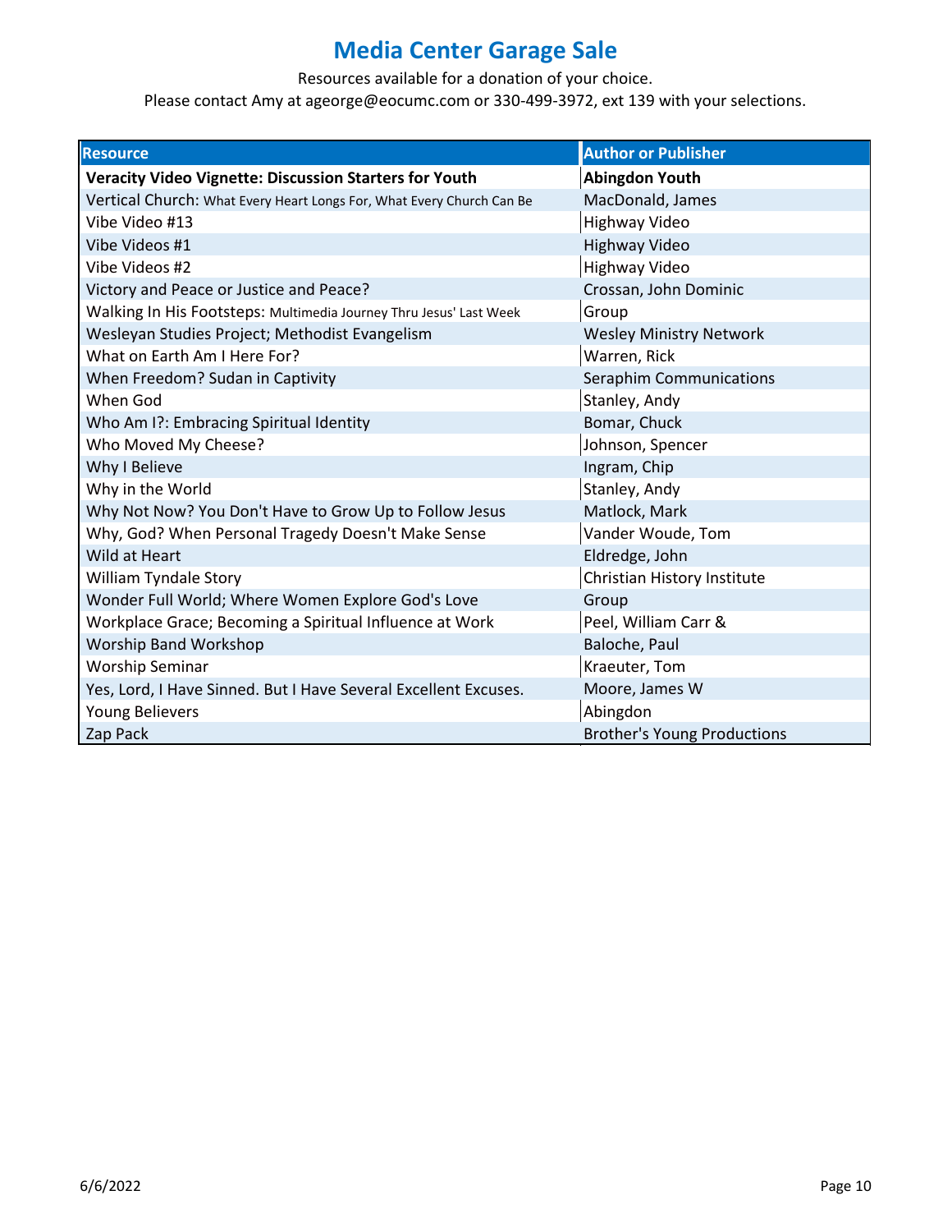# Media Center Garage Sale

Resources available for a donation of your choice.
Please contact Amy at ageorge@eocumc.com or 330-499-3972, ext 139 with your selections.

| Resource | Author or Publisher |
|---|---|
| **Veracity Video Vignette: Discussion Starters for Youth** | **Abingdon Youth** |
| Vertical Church: What Every Heart Longs For, What Every Church Can Be | MacDonald, James |
| Vibe Video #13 | Highway Video |
| Vibe Videos #1 | Highway Video |
| Vibe Videos #2 | Highway Video |
| Victory and Peace or Justice and Peace? | Crossan, John Dominic |
| Walking In His Footsteps: Multimedia Journey Thru Jesus' Last Week | Group |
| Wesleyan Studies Project; Methodist Evangelism | Wesley Ministry Network |
| What on Earth Am I Here For? | Warren, Rick |
| When Freedom? Sudan in Captivity | Seraphim Communications |
| When God | Stanley, Andy |
| Who Am I?: Embracing Spiritual Identity | Bomar, Chuck |
| Who Moved My Cheese? | Johnson, Spencer |
| Why I Believe | Ingram, Chip |
| Why in the World | Stanley, Andy |
| Why Not Now? You Don't Have to Grow Up to Follow Jesus | Matlock, Mark |
| Why, God? When Personal Tragedy Doesn't Make Sense | Vander Woude, Tom |
| Wild at Heart | Eldredge, John |
| William Tyndale Story | Christian History Institute |
| Wonder Full World; Where Women Explore God's Love | Group |
| Workplace Grace; Becoming a Spiritual Influence at Work | Peel, William Carr & |
| Worship Band Workshop | Baloche, Paul |
| Worship Seminar | Kraeuter, Tom |
| Yes, Lord, I Have Sinned. But I Have Several Excellent Excuses. | Moore, James W |
| Young Believers | Abingdon |
| Zap Pack | Brother's Young Productions |

6/6/2022